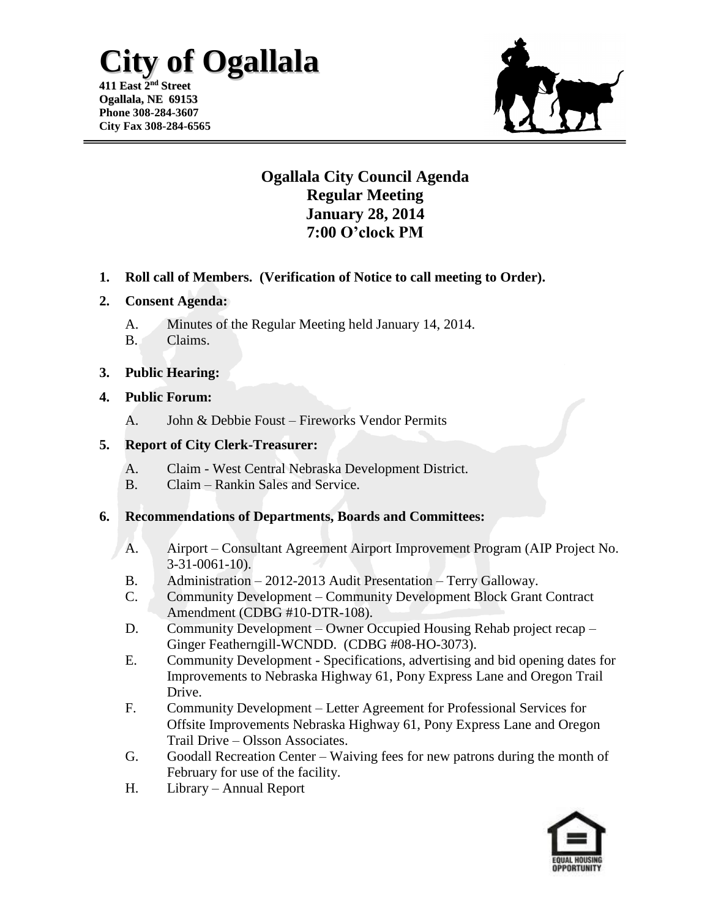# City of Ogallala

**411 East 2nd Street**
**Ogallala, NE 69153**
**Phone 308-284-3607**
**City Fax 308-284-6565**

## Ogallala City Council Agenda
## Regular Meeting
## January 28, 2014
## 7:00 O'clock PM

1. **Roll call of Members. (Verification of Notice to call meeting to Order).**

2. **Consent Agenda:**
   - A. Minutes of the Regular Meeting held January 14, 2014.
   - B. Claims.

3. **Public Hearing:**

4. **Public Forum:**
   - A. John & Debbie Foust – Fireworks Vendor Permits

5. **Report of City Clerk-Treasurer:**
   - A. Claim - West Central Nebraska Development District.
   - B. Claim – Rankin Sales and Service.

6. **Recommendations of Departments, Boards and Committees:**
   - A. Airport – Consultant Agreement Airport Improvement Program (AIP Project No. 3-31-0061-10).
   - B. Administration – 2012-2013 Audit Presentation – Terry Galloway.
   - C. Community Development – Community Development Block Grant Contract Amendment (CDBG #10-DTR-108).
   - D. Community Development – Owner Occupied Housing Rehab project recap – Ginger Featherngill-WCNDD. (CDBG #08-HO-3073).
   - E. Community Development - Specifications, advertising and bid opening dates for Improvements to Nebraska Highway 61, Pony Express Lane and Oregon Trail Drive.
   - F. Community Development – Letter Agreement for Professional Services for Offsite Improvements Nebraska Highway 61, Pony Express Lane and Oregon Trail Drive – Olsson Associates.
   - G. Goodall Recreation Center – Waiving fees for new patrons during the month of February for use of the facility.
   - H. Library – Annual Report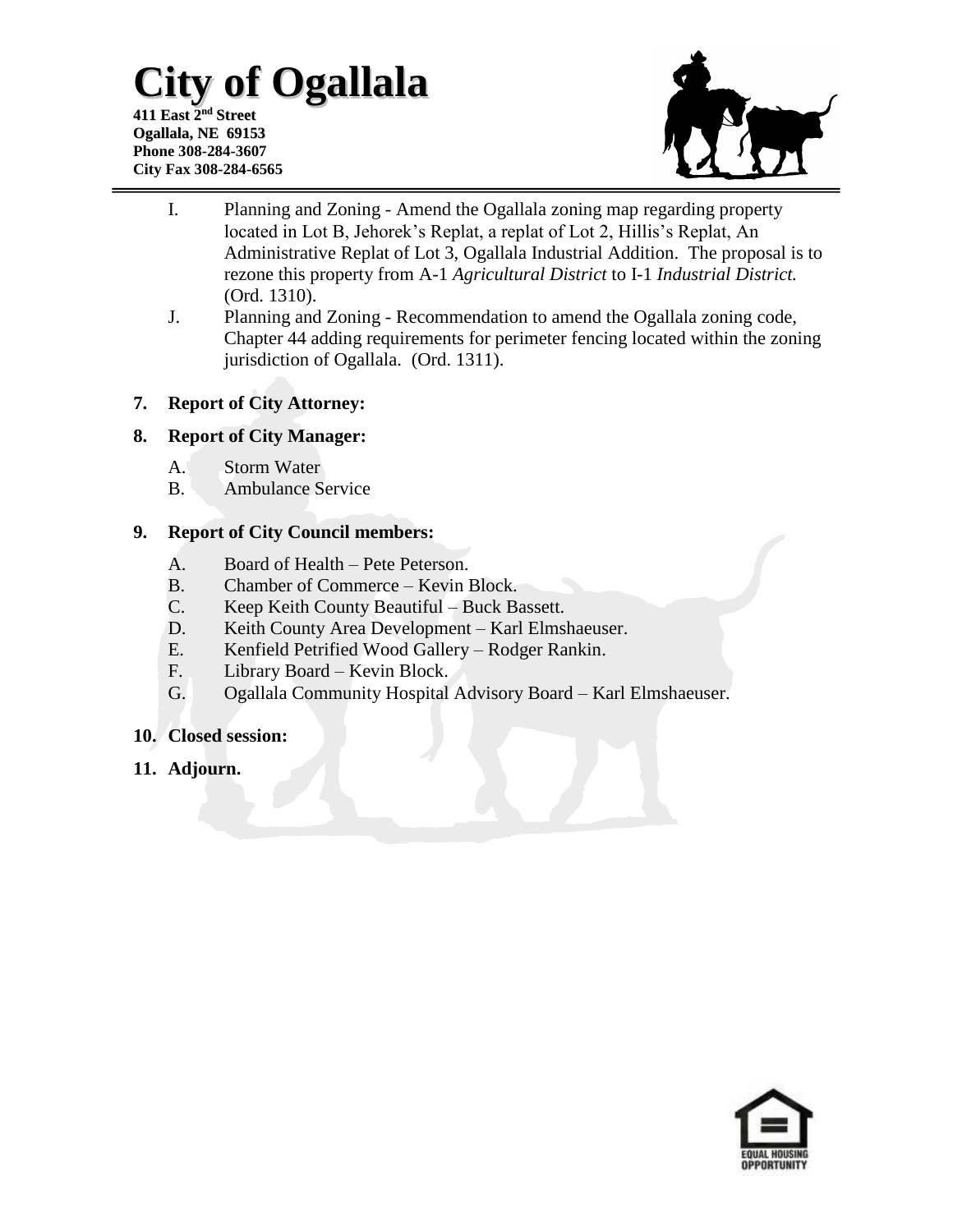# City of Ogallala

**411 East 2nd Street**
**Ogallala, NE 69153**
**Phone 308-284-3607**
**City Fax 308-284-6565**

I. Planning and Zoning - Amend the Ogallala zoning map regarding property located in Lot B, Jehorek's Replat, a replat of Lot 2, Hillis's Replat, An Administrative Replat of Lot 3, Ogallala Industrial Addition. The proposal is to rezone this property from A-1 *Agricultural District* to I-1 *Industrial District.* (Ord. 1310).

J. Planning and Zoning - Recommendation to amend the Ogallala zoning code, Chapter 44 adding requirements for perimeter fencing located within the zoning jurisdiction of Ogallala. (Ord. 1311).

**7. Report of City Attorney:**

**8. Report of City Manager:**

A. Storm Water
B. Ambulance Service

**9. Report of City Council members:**

A. Board of Health – Pete Peterson.
B. Chamber of Commerce – Kevin Block.
C. Keep Keith County Beautiful – Buck Bassett.
D. Keith County Area Development – Karl Elmshaeuser.
E. Kenfield Petrified Wood Gallery – Rodger Rankin.
F. Library Board – Kevin Block.
G. Ogallala Community Hospital Advisory Board – Karl Elmshaeuser.

**10. Closed session:**

**11. Adjourn.**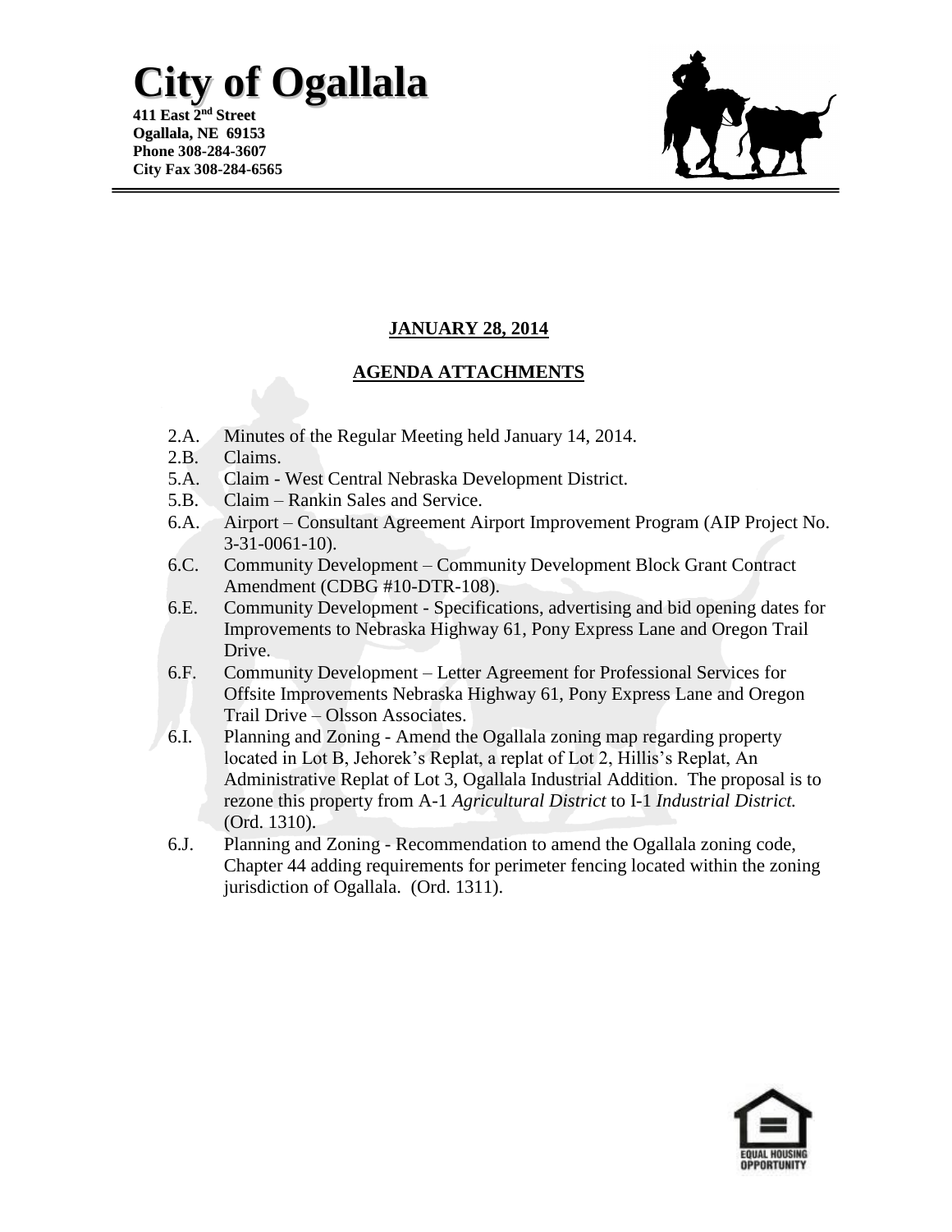# City of Ogallala

**411 East 2nd Street**
**Ogallala, NE 69153**
**Phone 308-284-3607**
**City Fax 308-284-6565**

**JANUARY 28, 2014**

**AGENDA ATTACHMENTS**

- 2.A. Minutes of the Regular Meeting held January 14, 2014.
- 2.B. Claims.
- 5.A. Claim - West Central Nebraska Development District.
- 5.B. Claim – Rankin Sales and Service.
- 6.A. Airport – Consultant Agreement Airport Improvement Program (AIP Project No. 3-31-0061-10).
- 6.C. Community Development – Community Development Block Grant Contract Amendment (CDBG #10-DTR-108).
- 6.E. Community Development - Specifications, advertising and bid opening dates for Improvements to Nebraska Highway 61, Pony Express Lane and Oregon Trail Drive.
- 6.F. Community Development – Letter Agreement for Professional Services for Offsite Improvements Nebraska Highway 61, Pony Express Lane and Oregon Trail Drive – Olsson Associates.
- 6.I. Planning and Zoning - Amend the Ogallala zoning map regarding property located in Lot B, Jehorek's Replat, a replat of Lot 2, Hillis's Replat, An Administrative Replat of Lot 3, Ogallala Industrial Addition. The proposal is to rezone this property from A-1 *Agricultural District* to I-1 *Industrial District.* (Ord. 1310).
- 6.J. Planning and Zoning - Recommendation to amend the Ogallala zoning code, Chapter 44 adding requirements for perimeter fencing located within the zoning jurisdiction of Ogallala. (Ord. 1311).